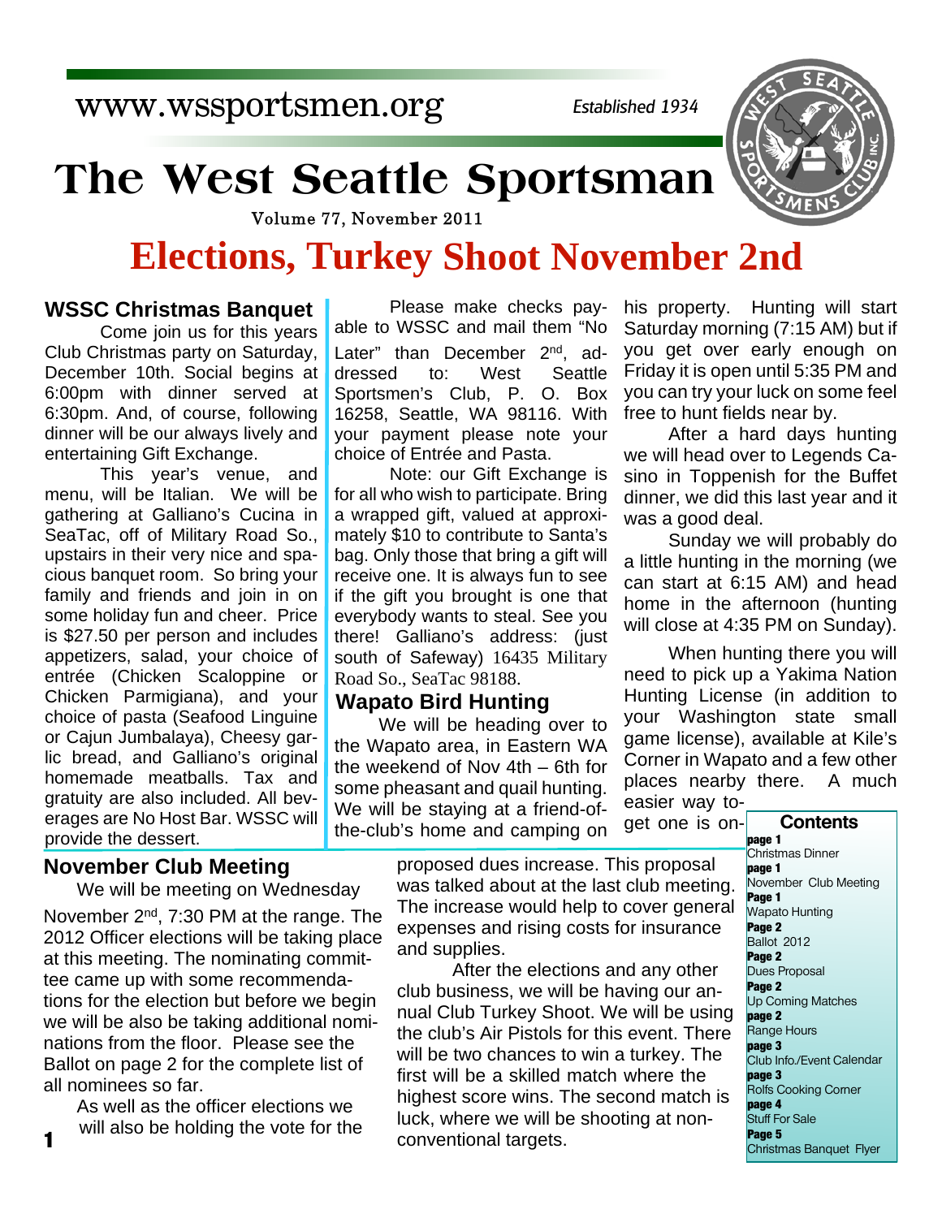www.wssportsmen.org

*Established 1934*

# The West Seattle Sportsman

Volume 77, November 2011

# Elections, Turkey Shoot November 2nd

## WSSC Christmas Banquet

Come join us for this years Club Christmas party on Saturday, December 10th. Social begins at 6:00pm with dinner served at 6:30pm. And, of course, following dinner will be our always lively and entertaining Gift Exchange.

This year's venue, and menu, will be Italian. We will be gathering at Galliano's Cucina in SeaTac, off of Military Road So., upstairs in their very nice and spacious banquet room. So bring your family and friends and join in on some holiday fun and cheer. Price is $27.50 per person and includes appetizers, salad, your choice of entrée (Chicken Scaloppine or Chicken Parmigiana), and your choice of pasta (Seafood Linguine or Cajun Jumbalaya), Cheesy garlic bread, and Galliano's original homemade meatballs. Tax and gratuity are also included. All beverages are No Host Bar. WSSC will provide the dessert.

Please make checks payable to WSSC and mail them "No Later" than December 2nd, addressed to: West Seattle Sportsmen's Club, P. O. Box 16258, Seattle, WA 98116. With your payment please note your choice of Entrée and Pasta.

Note: our Gift Exchange is for all who wish to participate. Bring a wrapped gift, valued at approximately $10 to contribute to Santa's bag. Only those that bring a gift will receive one. It is always fun to see if the gift you brought is one that everybody wants to steal. See you there! Galliano's address: (just south of Safeway) 16435 Military Road So., SeaTac 98188.

## Wapato Bird Hunting

We will be heading over to the Wapato area, in Eastern WA the weekend of Nov 4th – 6th for some pheasant and quail hunting. We will be staying at a friend-of-the-club's home and camping on his property. Hunting will start Saturday morning (7:15 AM) but if you get over early enough on Friday it is open until 5:35 PM and you can try your luck on some feel free to hunt fields near by.

After a hard days hunting we will head over to Legends Casino in Toppenish for the Buffet dinner, we did this last year and it was a good deal.

Sunday we will probably do a little hunting in the morning (we can start at 6:15 AM) and head home in the afternoon (hunting will close at 4:35 PM on Sunday).

When hunting there you will need to pick up a Yakima Nation Hunting License (in addition to your Washington state small game license), available at Kile's Corner in Wapato and a few other places nearby there. A much easier way to-get one is on-

## November Club Meeting

We will be meeting on Wednesday November 2nd, 7:30 PM at the range. The 2012 Officer elections will be taking place at this meeting. The nominating committee came up with some recommendations for the election but before we begin we will be also be taking additional nominations from the floor. Please see the Ballot on page 2 for the complete list of all nominees so far.

As well as the officer elections we will also be holding the vote for the proposed dues increase. This proposal was talked about at the last club meeting. The increase would help to cover general expenses and rising costs for insurance and supplies.

After the elections and any other club business, we will be having our annual Club Turkey Shoot. We will be using the club's Air Pistols for this event. There will be two chances to win a turkey. The first will be a skilled match where the highest score wins. The second match is luck, where we will be shooting at non-conventional targets.

### Contents

- **page 1** Christmas Dinner
- **page 1** November Club Meeting
- **Page 1** Wapato Hunting
- **Page 2** Ballot 2012
- **Page 2** Dues Proposal
- **Page 2** Up Coming Matches
- **page 2** Range Hours
- **page 3** Club Info./Event Calendar
- **page 3** Rolfs Cooking Corner
- **page 4** Stuff For Sale
- **Page 5** Christmas Banquet Flyer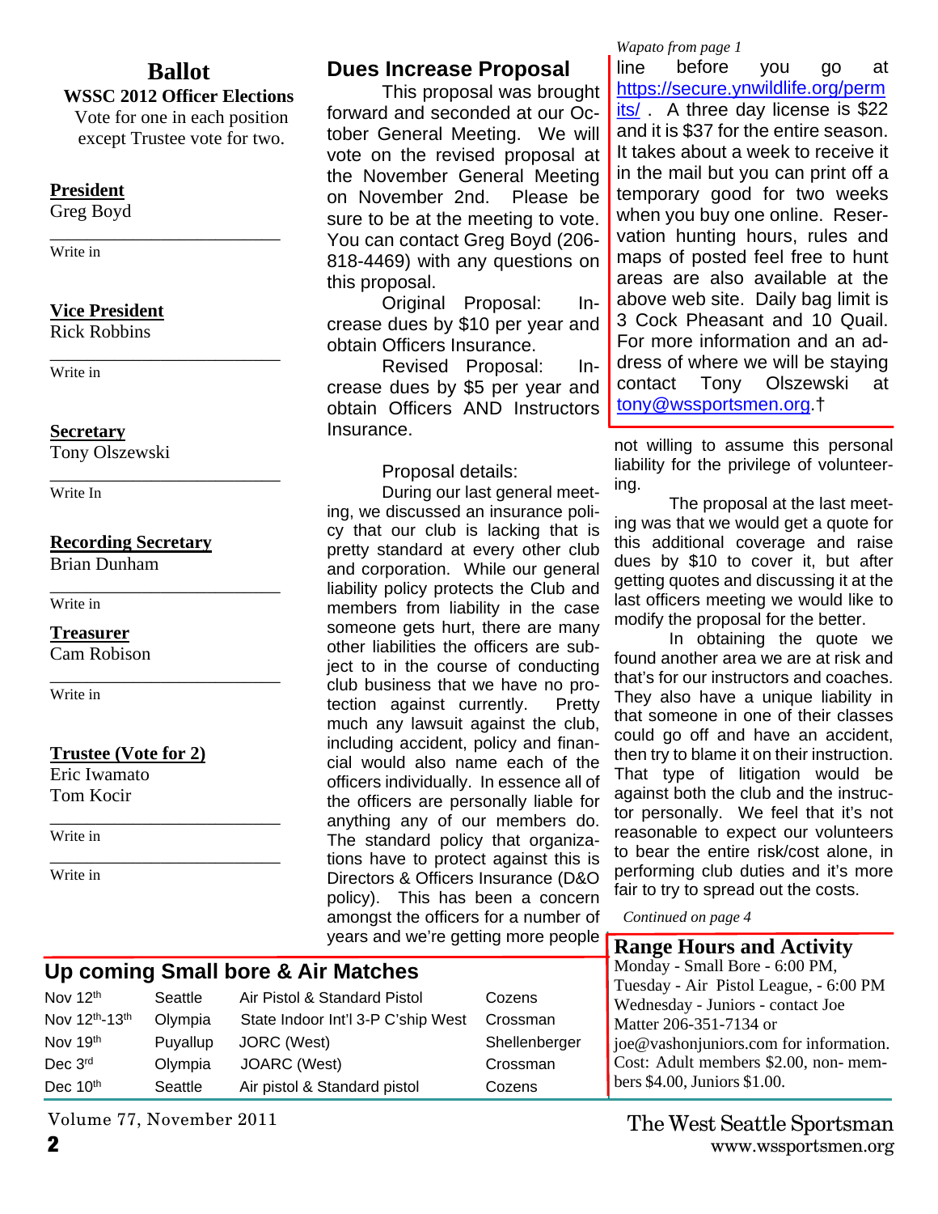## Ballot

**WSSC 2012 Officer Elections**

Vote for one in each position except Trustee vote for two.

**President**

Greg Boyd

\_\_\_\_\_\_\_\_\_\_\_\_\_\_\_\_\_\_\_\_\_\_\_\_\_\_

Write in

**Vice President**

Rick Robbins

\_\_\_\_\_\_\_\_\_\_\_\_\_\_\_\_\_\_\_\_\_\_\_\_\_\_

Write in

**Secretary**

Tony Olszewski

\_\_\_\_\_\_\_\_\_\_\_\_\_\_\_\_\_\_\_\_\_\_\_\_\_\_

Write In

**Recording Secretary**

Brian Dunham

\_\_\_\_\_\_\_\_\_\_\_\_\_\_\_\_\_\_\_\_\_\_\_\_\_\_

Write in

**Treasurer**

Cam Robison

\_\_\_\_\_\_\_\_\_\_\_\_\_\_\_\_\_\_\_\_\_\_\_\_\_\_

Write in

**Trustee (Vote for 2)**

Eric Iwamato

Tom Kocir

\_\_\_\_\_\_\_\_\_\_\_\_\_\_\_\_\_\_\_\_\_\_\_\_\_\_

Write in

\_\_\_\_\_\_\_\_\_\_\_\_\_\_\_\_\_\_\_\_\_\_\_\_\_\_

Write in

## Dues Increase Proposal

This proposal was brought forward and seconded at our October General Meeting. We will vote on the revised proposal at the November General Meeting on November 2nd. Please be sure to be at the meeting to vote. You can contact Greg Boyd (206-818-4469) with any questions on this proposal.

Original Proposal: Increase dues by $10 per year and obtain Officers Insurance.

Revised Proposal: Increase dues by $5 per year and obtain Officers AND Instructors Insurance.

Proposal details:

During our last general meeting, we discussed an insurance policy that our club is lacking that is pretty standard at every other club and corporation. While our general liability policy protects the Club and members from liability in the case someone gets hurt, there are many other liabilities the officers are subject to in the course of conducting club business that we have no protection against currently. Pretty much any lawsuit against the club, including accident, policy and financial would also name each of the officers individually. In essence all of the officers are personally liable for anything any of our members do. The standard policy that organizations have to protect against this is Directors & Officers Insurance (D&O policy). This has been a concern amongst the officers for a number of years and we're getting more people not willing to assume this personal liability for the privilege of volunteering.

The proposal at the last meeting was that we would get a quote for this additional coverage and raise dues by $10 to cover it, but after getting quotes and discussing it at the last officers meeting we would like to modify the proposal for the better.

In obtaining the quote we found another area we are at risk and that's for our instructors and coaches. They also have a unique liability in that someone in one of their classes could go off and have an accident, then try to blame it on their instruction. That type of litigation would be against both the club and the instructor personally. We feel that it's not reasonable to expect our volunteers to bear the entire risk/cost alone, in performing club duties and it's more fair to try to spread out the costs.

*Continued on page 4*

*Wapato from page 1*

line before you go at https://secure.ynwildlife.org/permits/ . A three day license is $22 and it is $37 for the entire season. It takes about a week to receive it in the mail but you can print off a temporary good for two weeks when you buy one online. Reservation hunting hours, rules and maps of posted feel free to hunt areas are also available at the above web site. Daily bag limit is 3 Cock Pheasant and 10 Quail. For more information and an address of where we will be staying contact Tony Olszewski at tony@wssportsmen.org.†

## Up coming Small bore & Air Matches

| | | | |
|---|---|---|---|
| Nov 12th | Seattle | Air Pistol & Standard Pistol | Cozens |
| Nov 12th-13th | Olympia | State Indoor Int'l 3-P C'ship West | Crossman |
| Nov 19th | Puyallup | JORC (West) | Shellenberger |
| Dec 3rd | Olympia | JOARC (West) | Crossman |
| Dec 10th | Seattle | Air pistol & Standard pistol | Cozens |

## Range Hours and Activity

Monday - Small Bore - 6:00 PM,
Tuesday - Air Pistol League, - 6:00 PM
Wednesday - Juniors - contact Joe Matter 206-351-7134 or joe@vashonjuniors.com for information.
Cost: Adult members $2.00, non-members $4.00, Juniors $1.00.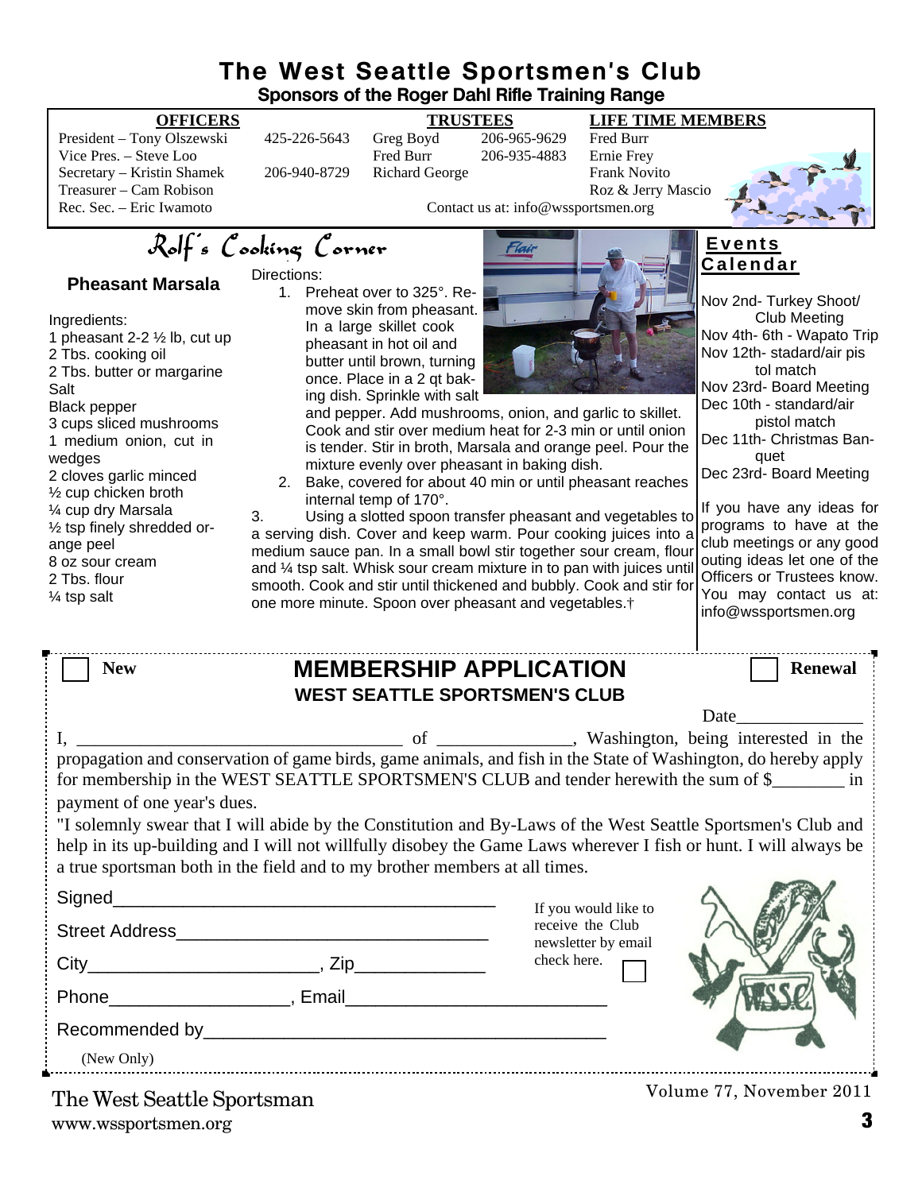# The West Seattle Sportsmen's Club

**Sponsors of the Roger Dahl Rifle Training Range**

| OFFICERS | | TRUSTEES | | LIFE TIME MEMBERS |
|---|---|---|---|---|
| President – Tony Olszewski | 425-226-5643 | Greg Boyd | 206-965-9629 | Fred Burr |
| Vice Pres. – Steve Loo | | Fred Burr | 206-935-4883 | Ernie Frey |
| Secretary – Kristin Shamek | 206-940-8729 | Richard George | | Frank Novito |
| Treasurer – Cam Robison | | | | Roz & Jerry Mascio |
| Rec. Sec. – Eric Iwamoto | | | | |

Contact us at: info@wssportsmen.org

## Rolf's Cooking Corner

### Pheasant Marsala

Ingredients:

1 pheasant 2-2 ½ lb, cut up
2 Tbs. cooking oil
2 Tbs. butter or margarine
Salt
Black pepper
3 cups sliced mushrooms
1 medium onion, cut in wedges
2 cloves garlic minced
½ cup chicken broth
¼ cup dry Marsala
½ tsp finely shredded orange peel
8 oz sour cream
2 Tbs. flour
¼ tsp salt

Directions:

1. Preheat over to 325°. Remove skin from pheasant. In a large skillet cook pheasant in hot oil and butter until brown, turning once. Place in a 2 qt baking dish. Sprinkle with salt and pepper. Add mushrooms, onion, and garlic to skillet. Cook and stir over medium heat for 2-3 min or until onion is tender. Stir in broth, Marsala and orange peel. Pour the mixture evenly over pheasant in baking dish.
2. Bake, covered for about 40 min or until pheasant reaches internal temp of 170°.
3. Using a slotted spoon transfer pheasant and vegetables to a serving dish. Cover and keep warm. Pour cooking juices into a medium sauce pan. In a small bowl stir together sour cream, flour and ¼ tsp salt. Whisk sour cream mixture in to pan with juices until smooth. Cook and stir until thickened and bubbly. Cook and stir for one more minute. Spoon over pheasant and vegetables.†

## Events Calendar

Nov 2nd- Turkey Shoot/ Club Meeting
Nov 4th- 6th - Wapato Trip
Nov 12th- stadard/air pistol match
Nov 23rd- Board Meeting
Dec 10th - standard/air pistol match
Dec 11th- Christmas Banquet
Dec 23rd- Board Meeting

If you have any ideas for programs to have at the club meetings or any good outing ideas let one of the Officers or Trustees know. You may contact us at: info@wssportsmen.org

---

☐ **New** **MEMBERSHIP APPLICATION** ☐ **Renewal**

**WEST SEATTLE SPORTSMEN'S CLUB**

Date______________

I, ____________________________________ of _______________, Washington, being interested in the propagation and conservation of game birds, game animals, and fish in the State of Washington, do hereby apply for membership in the WEST SEATTLE SPORTSMEN'S CLUB and tender herewith the sum of $________ in payment of one year's dues.

"I solemnly swear that I will abide by the Constitution and By-Laws of the West Seattle Sportsmen's Club and help in its up-building and I will not willfully disobey the Game Laws wherever I fish or hunt. I will always be a true sportsman both in the field and to my brother members at all times.

Signed_______________________________________

Street Address________________________________

City_______________________, Zip_____________

Phone__________________, Email_________________________

Recommended by_______________________________________
(New Only)

If you would like to receive the Club newsletter by email check here. ☐

The West Seattle Sportsman
www.wssportsmen.org

Volume 77, November 2011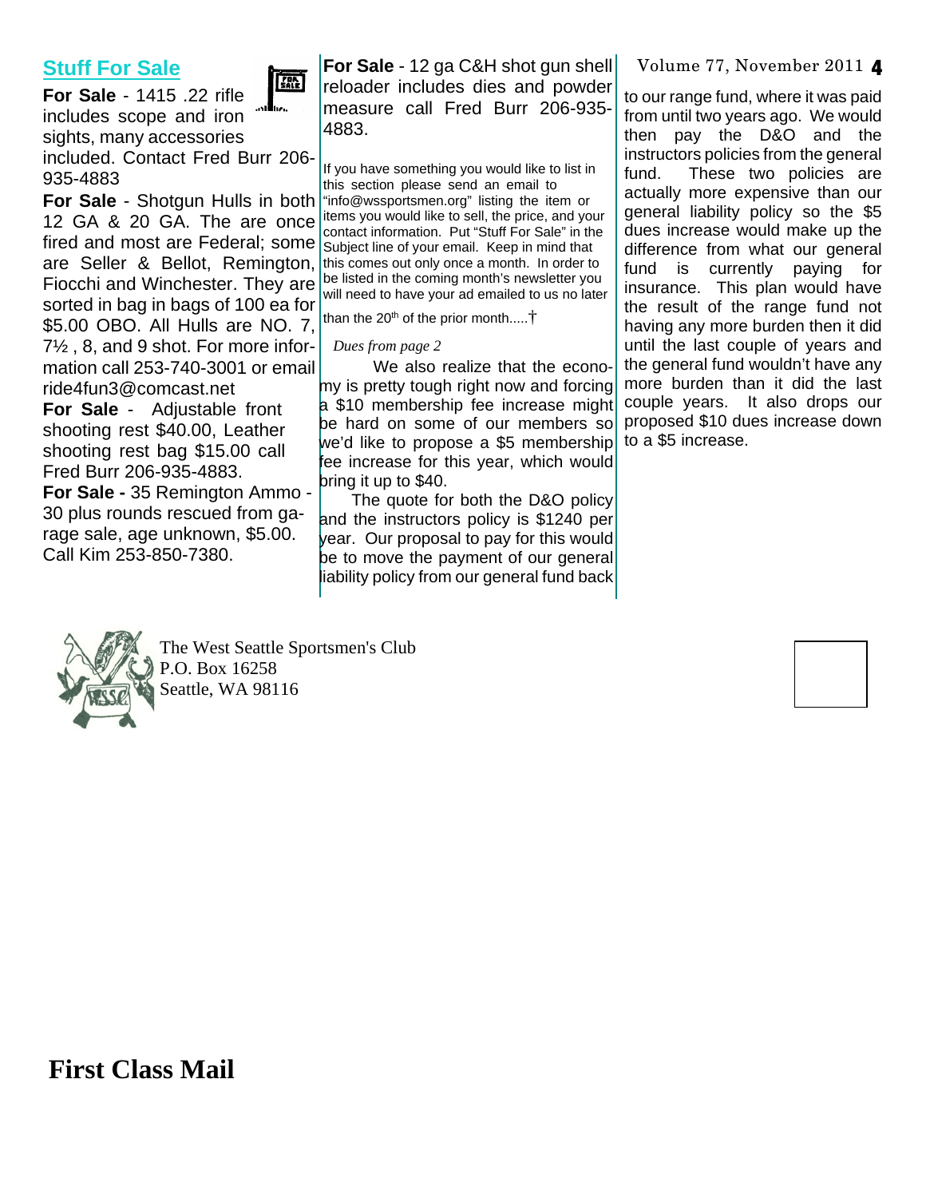## Stuff For Sale

**For Sale** - 1415 .22 rifle includes scope and iron sights, many accessories included. Contact Fred Burr 206-935-4883

**For Sale** - Shotgun Hulls in both 12 GA & 20 GA. The are once fired and most are Federal; some are Seller & Bellot, Remington, Fiocchi and Winchester. They are sorted in bag in bags of 100 ea for $5.00 OBO. All Hulls are NO. 7, 7½ , 8, and 9 shot. For more information call 253-740-3001 or email ride4fun3@comcast.net

**For Sale** - Adjustable front shooting rest $40.00, Leather shooting rest bag $15.00 call Fred Burr 206-935-4883.

**For Sale -** 35 Remington Ammo - 30 plus rounds rescued from garage sale, age unknown, $5.00. Call Kim 253-850-7380.

**For Sale** - 12 ga C&H shot gun shell reloader includes dies and powder measure call Fred Burr 206-935-4883.

If you have something you would like to list in this section please send an email to "info@wssportsmen.org" listing the item or items you would like to sell, the price, and your contact information. Put "Stuff For Sale" in the Subject line of your email. Keep in mind that this comes out only once a month. In order to be listed in the coming month's newsletter you will need to have your ad emailed to us no later than the 20th of the prior month.....†

*Dues from page 2*

We also realize that the economy is pretty tough right now and forcing a $10 membership fee increase might be hard on some of our members so we'd like to propose a $5 membership fee increase for this year, which would bring it up to $40.

The quote for both the D&O policy and the instructors policy is $1240 per year. Our proposal to pay for this would be to move the payment of our general liability policy from our general fund back to our range fund, where it was paid from until two years ago. We would then pay the D&O and the instructors policies from the general fund. These two policies are actually more expensive than our general liability policy so the $5 dues increase would make up the difference from what our general fund is currently paying for insurance. This plan would have the result of the range fund not having any more burden then it did until the last couple of years and the general fund wouldn't have any more burden than it did the last couple years. It also drops our proposed $10 dues increase down to a $5 increase.

The West Seattle Sportsmen's Club
P.O. Box 16258
Seattle, WA 98116

**First Class Mail**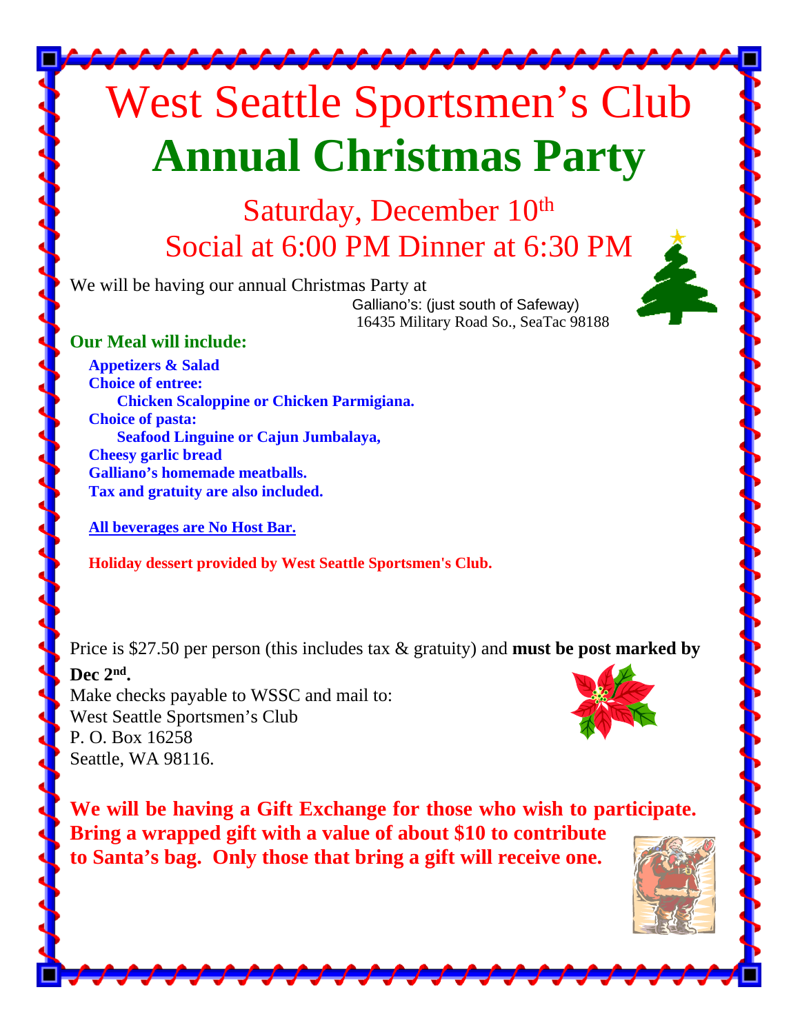# West Seattle Sportsmen's Club

# Annual Christmas Party

## Saturday, December 10th
## Social at 6:00 PM Dinner at 6:30 PM

We will be having our annual Christmas Party at

Galliano's: (just south of Safeway)
16435 Military Road So., SeaTac 98188

**Our Meal will include:**

**Appetizers & Salad**
**Choice of entree:**
**Chicken Scaloppine or Chicken Parmigiana.**
**Choice of pasta:**
**Seafood Linguine or Cajun Jumbalaya,**
**Cheesy garlic bread**
**Galliano's homemade meatballs.**
**Tax and gratuity are also included.**

**All beverages are No Host Bar.**

**Holiday dessert provided by West Seattle Sportsmen's Club.**

Price is $27.50 per person (this includes tax & gratuity) and **must be post marked by Dec 2nd.**

Make checks payable to WSSC and mail to:
West Seattle Sportsmen's Club
P. O. Box 16258
Seattle, WA 98116.

**We will be having a Gift Exchange for those who wish to participate. Bring a wrapped gift with a value of about $10 to contribute to Santa's bag. Only those that bring a gift will receive one.**